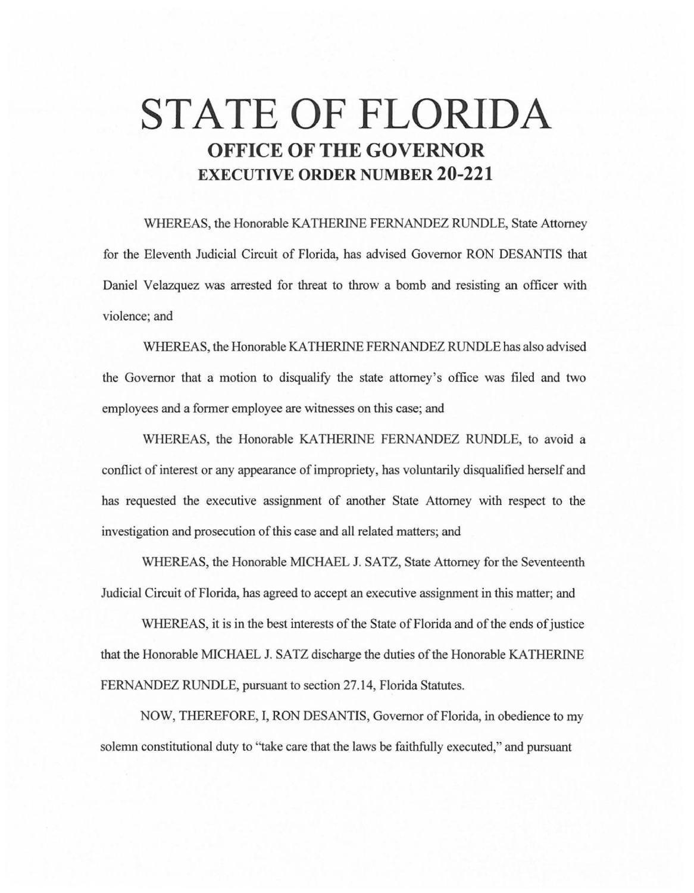# STATE OF FLORIDA

## OFFICE OF THE GOVERNOR

## EXECUTIVE ORDER NUMBER 20-221

WHEREAS, the Honorable KATHERINE FERNANDEZ RUNDLE, State Attorney for the Eleventh Judicial Circuit of Florida, has advised Governor RON DESANTIS that Daniel Velazquez was arrested for threat to throw a bomb and resisting an officer with violence; and

WHEREAS, the Honorable KATHERINE FERNANDEZ RUNDLE has also advised the Governor that a motion to disqualify the state attorney's office was filed and two employees and a former employee are witnesses on this case; and

WHEREAS, the Honorable KATHERINE FERNANDEZ RUNDLE, to avoid a conflict of interest or any appearance of impropriety, has voluntarily disqualified herself and has requested the executive assignment of another State Attorney with respect to the investigation and prosecution of this case and all related matters; and

WHEREAS, the Honorable MICHAEL J. SATZ, State Attorney for the Seventeenth Judicial Circuit of Florida, has agreed to accept an executive assignment in this matter; and

WHEREAS, it is in the best interests of the State of Florida and of the ends of justice that the Honorable MICHAEL J. SATZ discharge the duties of the Honorable KATHERINE FERNANDEZ RUNDLE, pursuant to section 27.14, Florida Statutes.

NOW, THEREFORE, I, RON DESANTIS, Governor of Florida, in obedience to my solemn constitutional duty to "take care that the laws be faithfully executed," and pursuant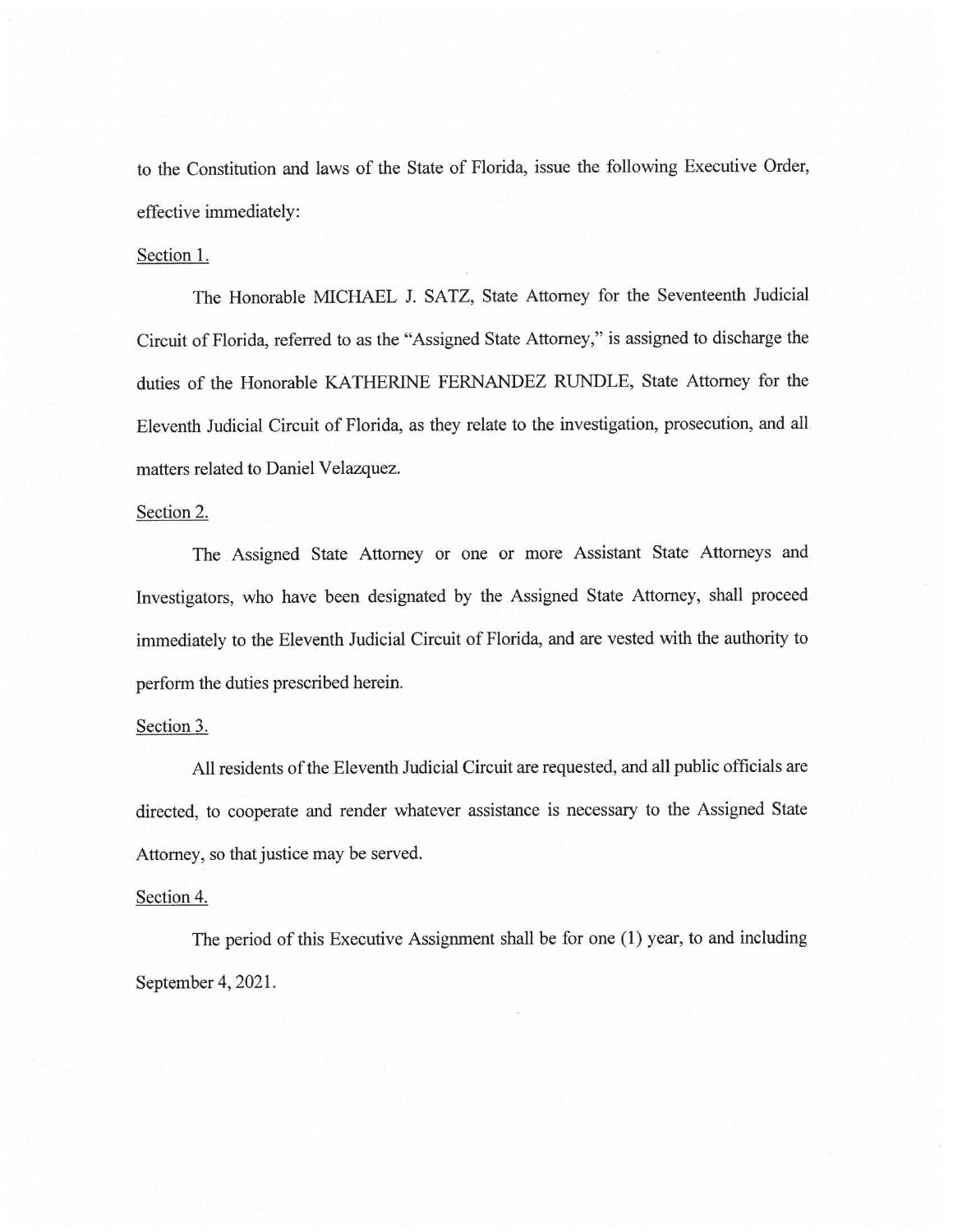to the Constitution and laws of the State of Florida, issue the following Executive Order, effective immediately:

Section 1.

The Honorable MICHAEL J. SATZ, State Attorney for the Seventeenth Judicial Circuit of Florida, referred to as the "Assigned State Attorney," is assigned to discharge the duties of the Honorable KATHERINE FERNANDEZ RUNDLE, State Attorney for the Eleventh Judicial Circuit of Florida, as they relate to the investigation, prosecution, and all matters related to Daniel Velazquez.

Section 2.

The Assigned State Attorney or one or more Assistant State Attorneys and Investigators, who have been designated by the Assigned State Attorney, shall proceed immediately to the Eleventh Judicial Circuit of Florida, and are vested with the authority to perform the duties prescribed herein.

Section 3.

All residents of the Eleventh Judicial Circuit are requested, and all public officials are directed, to cooperate and render whatever assistance is necessary to the Assigned State Attorney, so that justice may be served.

Section 4.

The period of this Executive Assignment shall be for one (1) year, to and including September 4, 2021.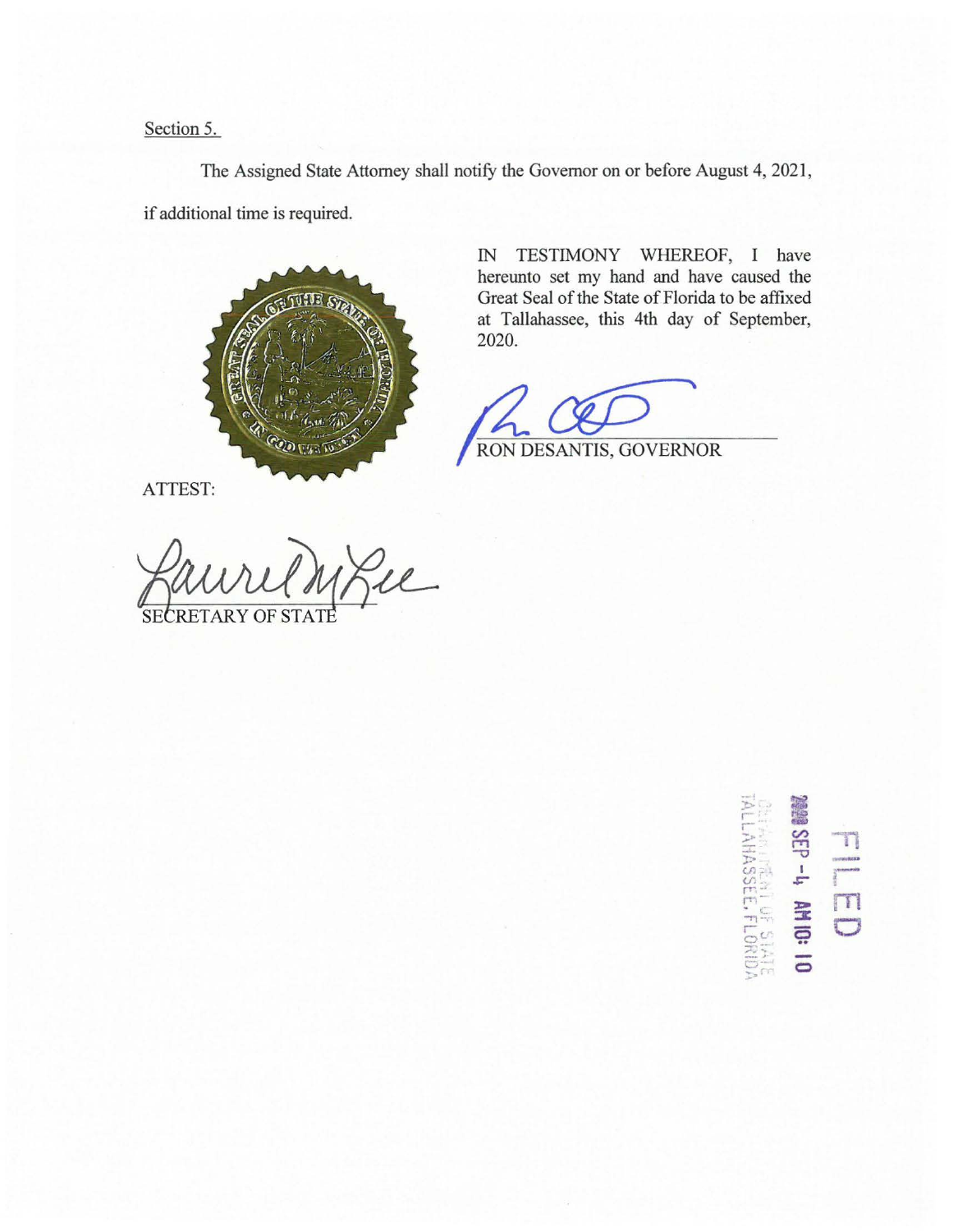Section 5.

The Assigned State Attorney shall notify the Governor on or before August 4, 2021, if additional time is required.

IN TESTIMONY WHEREOF, I have hereunto set my hand and have caused the Great Seal of the State of Florida to be affixed at Tallahassee, this 4th day of September, 2020.

RON DESANTIS, GOVERNOR

ATTEST:

SECRETARY OF STATE

FILED

2020 SEP -4 AM 10: 10

DEPARTMENT OF STATE
TALLAHASSEE, FLORIDA